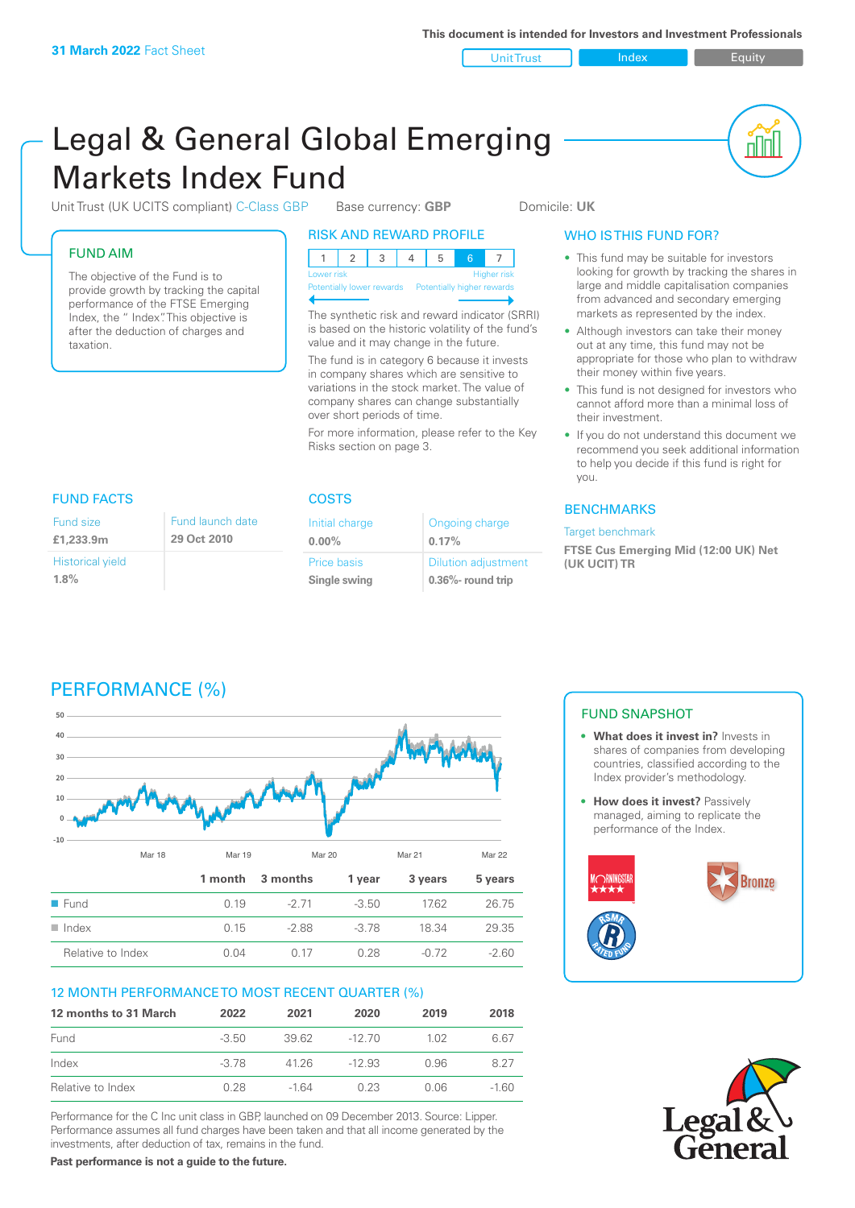**31 March 2022** Fact Sheet

This document is intended for Investors and Investment Professionals

Unit Trust | Index | Equity

# Legal & General Global Emerging Markets Index Fund

Unit Trust (UK UCITS compliant) C-Class GBP    Base currency: **GBP**    Domicile: **UK**

## FUND AIM

The objective of the Fund is to provide growth by tracking the capital performance of the FTSE Emerging Index, the " Index". This objective is after the deduction of charges and taxation.

## RISK AND REWARD PROFILE

1 | 2 | 3 | 4 | 5 | 6 | 7

Lower risk — Higher risk

Potentially lower rewards — Potentially higher rewards

The synthetic risk and reward indicator (SRRI) is based on the historic volatility of the fund's value and it may change in the future.

The fund is in category 6 because it invests in company shares which are sensitive to variations in the stock market. The value of company shares can change substantially over short periods of time.

For more information, please refer to the Key Risks section on page 3.

## WHO IS THIS FUND FOR?

- This fund may be suitable for investors looking for growth by tracking the shares in large and middle capitalisation companies from advanced and secondary emerging markets as represented by the index.
- Although investors can take their money out at any time, this fund may not be appropriate for those who plan to withdraw their money within five years.
- This fund is not designed for investors who cannot afford more than a minimal loss of their investment.
- If you do not understand this document we recommend you seek additional information to help you decide if this fund is right for you.

## FUND FACTS

| | |
|---|---|
| Fund size<br>**£1,233.9m** | Fund launch date<br>**29 Oct 2010** |
| Historical yield<br>**1.8%** | |

## COSTS

| | |
|---|---|
| Initial charge<br>**0.00%** | Ongoing charge<br>**0.17%** |
| Price basis<br>**Single swing** | Dilution adjustment<br>**0.36%- round trip** |

## BENCHMARKS

Target benchmark

**FTSE Cus Emerging Mid (12:00 UK) Net (UK UCIT) TR**

## PERFORMANCE (%)

50
40
30
20
10
0
-10

Mar 18 Mar 19 Mar 20 Mar 21 Mar 22

| | 1 month | 3 months | 1 year | 3 years | 5 years |
|---|---|---|---|---|---|
| Fund | 0.19 | -2.71 | -3.50 | 17.62 | 26.75 |
| Index | 0.15 | -2.88 | -3.78 | 18.34 | 29.35 |
| Relative to Index | 0.04 | 0.17 | 0.28 | -0.72 | -2.60 |

## 12 MONTH PERFORMANCE TO MOST RECENT QUARTER (%)

| 12 months to 31 March | 2022 | 2021 | 2020 | 2019 | 2018 |
|---|---|---|---|---|---|
| Fund | -3.50 | 39.62 | -12.70 | 1.02 | 6.67 |
| Index | -3.78 | 41.26 | -12.93 | 0.96 | 8.27 |
| Relative to Index | 0.28 | -1.64 | 0.23 | 0.06 | -1.60 |

Performance for the C Inc unit class in GBP, launched on 09 December 2013. Source: Lipper. Performance assumes all fund charges have been taken and that all income generated by the investments, after deduction of tax, remains in the fund.

**Past performance is not a guide to the future.**

## FUND SNAPSHOT

- **What does it invest in?** Invests in shares of companies from developing countries, classified according to the Index provider's methodology.
- **How does it invest?** Passively managed, aiming to replicate the performance of the Index.

MORNINGSTAR ★★★★

Bronze

RSMR RATED FUND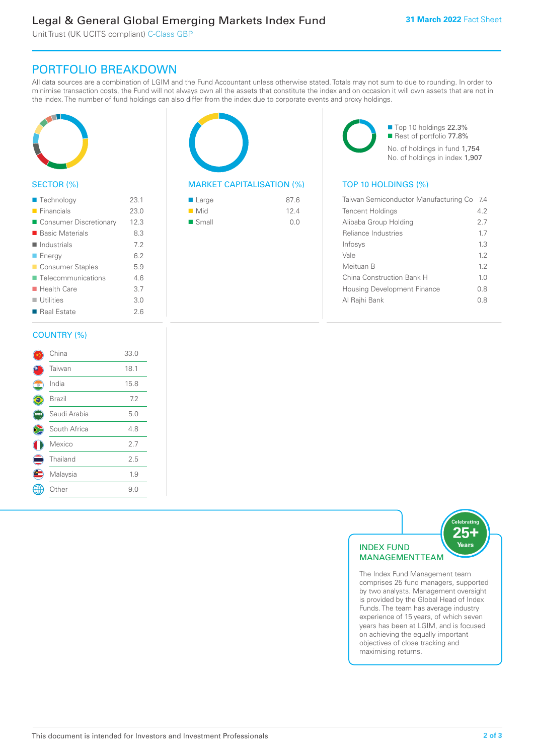# Legal & General Global Emerging Markets Index Fund

Unit Trust (UK UCITS compliant) C-Class GBP

**31 March 2022** Fact Sheet

## PORTFOLIO BREAKDOWN

All data sources are a combination of LGIM and the Fund Accountant unless otherwise stated. Totals may not sum to due to rounding. In order to minimise transaction costs, the Fund will not always own all the assets that constitute the index and on occasion it will own assets that are not in the index. The number of fund holdings can also differ from the index due to corporate events and proxy holdings.

### SECTOR (%)

| Sector | % |
|---|---|
| Technology | 23.1 |
| Financials | 23.0 |
| Consumer Discretionary | 12.3 |
| Basic Materials | 8.3 |
| Industrials | 7.2 |
| Energy | 6.2 |
| Consumer Staples | 5.9 |
| Telecommunications | 4.6 |
| Health Care | 3.7 |
| Utilities | 3.0 |
| Real Estate | 2.6 |

### MARKET CAPITALISATION (%)

| Market Cap | % |
|---|---|
| Large | 87.6 |
| Mid | 12.4 |
| Small | 0.0 |

- Top 10 holdings 22.3%
- Rest of portfolio 77.8%

No. of holdings in fund 1,754
No. of holdings in index 1,907

### TOP 10 HOLDINGS (%)

| Holding | % |
|---|---|
| Taiwan Semiconductor Manufacturing Co | 7.4 |
| Tencent Holdings | 4.2 |
| Alibaba Group Holding | 2.7 |
| Reliance Industries | 1.7 |
| Infosys | 1.3 |
| Vale | 1.2 |
| Meituan B | 1.2 |
| China Construction Bank H | 1.0 |
| Housing Development Finance | 0.8 |
| Al Rajhi Bank | 0.8 |

### COUNTRY (%)

| Country | % |
|---|---|
| China | 33.0 |
| Taiwan | 18.1 |
| India | 15.8 |
| Brazil | 7.2 |
| Saudi Arabia | 5.0 |
| South Africa | 4.8 |
| Mexico | 2.7 |
| Thailand | 2.5 |
| Malaysia | 1.9 |
| Other | 9.0 |

### INDEX FUND MANAGEMENT TEAM

Celebrating 25+ Years

The Index Fund Management team comprises 25 fund managers, supported by two analysts. Management oversight is provided by the Global Head of Index Funds. The team has average industry experience of 15 years, of which seven years has been at LGIM, and is focused on achieving the equally important objectives of close tracking and maximising returns.

This document is intended for Investors and Investment Professionals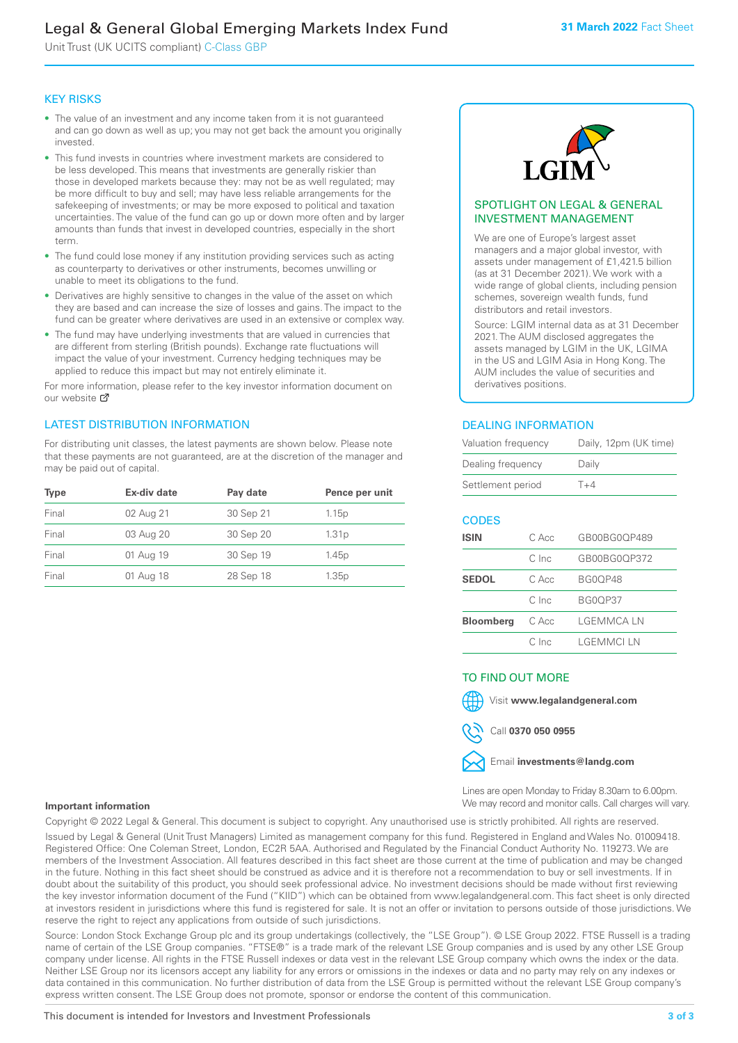# Legal & General Global Emerging Markets Index Fund

Unit Trust (UK UCITS compliant) C-Class GBP

31 March 2022 Fact Sheet

## KEY RISKS

- The value of an investment and any income taken from it is not guaranteed and can go down as well as up; you may not get back the amount you originally invested.
- This fund invests in countries where investment markets are considered to be less developed. This means that investments are generally riskier than those in developed markets because they: may not be as well regulated; may be more difficult to buy and sell; may have less reliable arrangements for the safekeeping of investments; or may be more exposed to political and taxation uncertainties. The value of the fund can go up or down more often and by larger amounts than funds that invest in developed countries, especially in the short term.
- The fund could lose money if any institution providing services such as acting as counterparty to derivatives or other instruments, becomes unwilling or unable to meet its obligations to the fund.
- Derivatives are highly sensitive to changes in the value of the asset on which they are based and can increase the size of losses and gains. The impact to the fund can be greater where derivatives are used in an extensive or complex way.
- The fund may have underlying investments that are valued in currencies that are different from sterling (British pounds). Exchange rate fluctuations will impact the value of your investment. Currency hedging techniques may be applied to reduce this impact but may not entirely eliminate it.

For more information, please refer to the key investor information document on our website

## LATEST DISTRIBUTION INFORMATION

For distributing unit classes, the latest payments are shown below. Please note that these payments are not guaranteed, are at the discretion of the manager and may be paid out of capital.

| Type | Ex-div date | Pay date | Pence per unit |
|---|---|---|---|
| Final | 02 Aug 21 | 30 Sep 21 | 1.15p |
| Final | 03 Aug 20 | 30 Sep 20 | 1.31p |
| Final | 01 Aug 19 | 30 Sep 19 | 1.45p |
| Final | 01 Aug 18 | 28 Sep 18 | 1.35p |

## SPOTLIGHT ON LEGAL & GENERAL INVESTMENT MANAGEMENT

We are one of Europe's largest asset managers and a major global investor, with assets under management of £1,421.5 billion (as at 31 December 2021). We work with a wide range of global clients, including pension schemes, sovereign wealth funds, fund distributors and retail investors.

Source: LGIM internal data as at 31 December 2021. The AUM disclosed aggregates the assets managed by LGIM in the UK, LGIMA in the US and LGIM Asia in Hong Kong. The AUM includes the value of securities and derivatives positions.

## DEALING INFORMATION

| | |
|---|---|
| Valuation frequency | Daily, 12pm (UK time) |
| Dealing frequency | Daily |
| Settlement period | T+4 |

## CODES

| | | |
|---|---|---|
| **ISIN** | C Acc | GB00BG0QP489 |
| | C Inc | GB00BG0QP372 |
| **SEDOL** | C Acc | BG0QP48 |
| | C Inc | BG0QP37 |
| **Bloomberg** | C Acc | LGEMMCA LN |
| | C Inc | LGEMMCI LN |

## TO FIND OUT MORE

Visit **www.legalandgeneral.com**

Call **0370 050 0955**

Email **investments@landg.com**

Lines are open Monday to Friday 8.30am to 6.00pm. We may record and monitor calls. Call charges will vary.

**Important information**

Copyright © 2022 Legal & General. This document is subject to copyright. Any unauthorised use is strictly prohibited. All rights are reserved.

Issued by Legal & General (Unit Trust Managers) Limited as management company for this fund. Registered in England and Wales No. 01009418. Registered Office: One Coleman Street, London, EC2R 5AA. Authorised and Regulated by the Financial Conduct Authority No. 119273. We are members of the Investment Association. All features described in this fact sheet are those current at the time of publication and may be changed in the future. Nothing in this fact sheet should be construed as advice and it is therefore not a recommendation to buy or sell investments. If in doubt about the suitability of this product, you should seek professional advice. No investment decisions should be made without first reviewing the key investor information document of the Fund ("KIID") which can be obtained from www.legalandgeneral.com. This fact sheet is only directed at investors resident in jurisdictions where this fund is registered for sale. It is not an offer or invitation to persons outside of those jurisdictions. We reserve the right to reject any applications from outside of such jurisdictions.

Source: London Stock Exchange Group plc and its group undertakings (collectively, the "LSE Group"). © LSE Group 2022. FTSE Russell is a trading name of certain of the LSE Group companies. "FTSE®" is a trade mark of the relevant LSE Group companies and is used by any other LSE Group company under license. All rights in the FTSE Russell indexes or data vest in the relevant LSE Group company which owns the index or the data. Neither LSE Group nor its licensors accept any liability for any errors or omissions in the indexes or data and no party may rely on any indexes or data contained in this communication. No further distribution of data from the LSE Group is permitted without the relevant LSE Group company's express written consent. The LSE Group does not promote, sponsor or endorse the content of this communication.

This document is intended for Investors and Investment Professionals